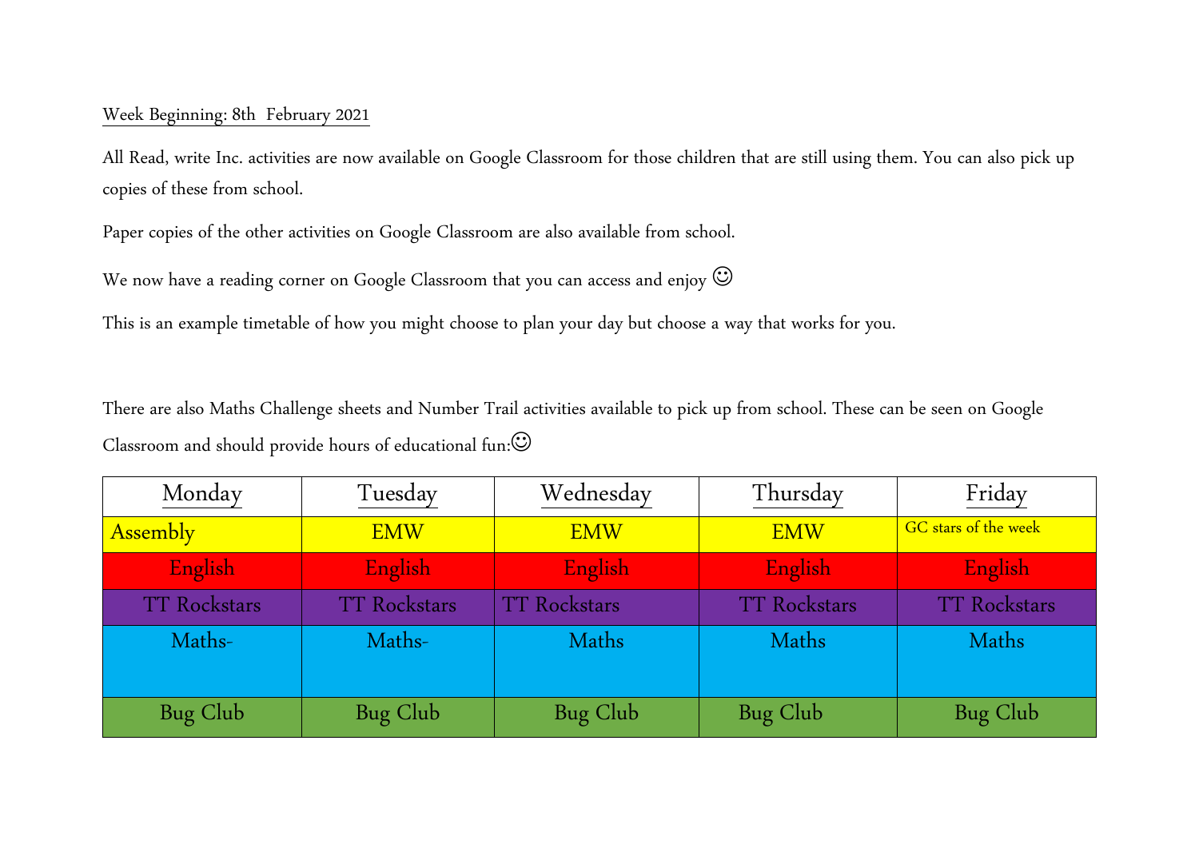Week Beginning: 8th  February 2021

All Read, write Inc. activities are now available on Google Classroom for those children that are still using them. You can also pick up copies of these from school.

Paper copies of the other activities on Google Classroom are also available from school.

We now have a reading corner on Google Classroom that you can access and enjoy ☺

This is an example timetable of how you might choose to plan your day but choose a way that works for you.

There are also Maths Challenge sheets and Number Trail activities available to pick up from school. These can be seen on Google Classroom and should provide hours of educational fun:☺

| Monday | Tuesday | Wednesday | Thursday | Friday |
|---|---|---|---|---|
| Assembly | EMW | EMW | EMW | GC stars of the week |
| English | English | English | English | English |
| TT Rockstars | TT Rockstars | TT Rockstars | TT Rockstars | TT Rockstars |
| Maths- | Maths- | Maths | Maths | Maths |
| Bug Club | Bug Club | Bug Club | Bug Club | Bug Club |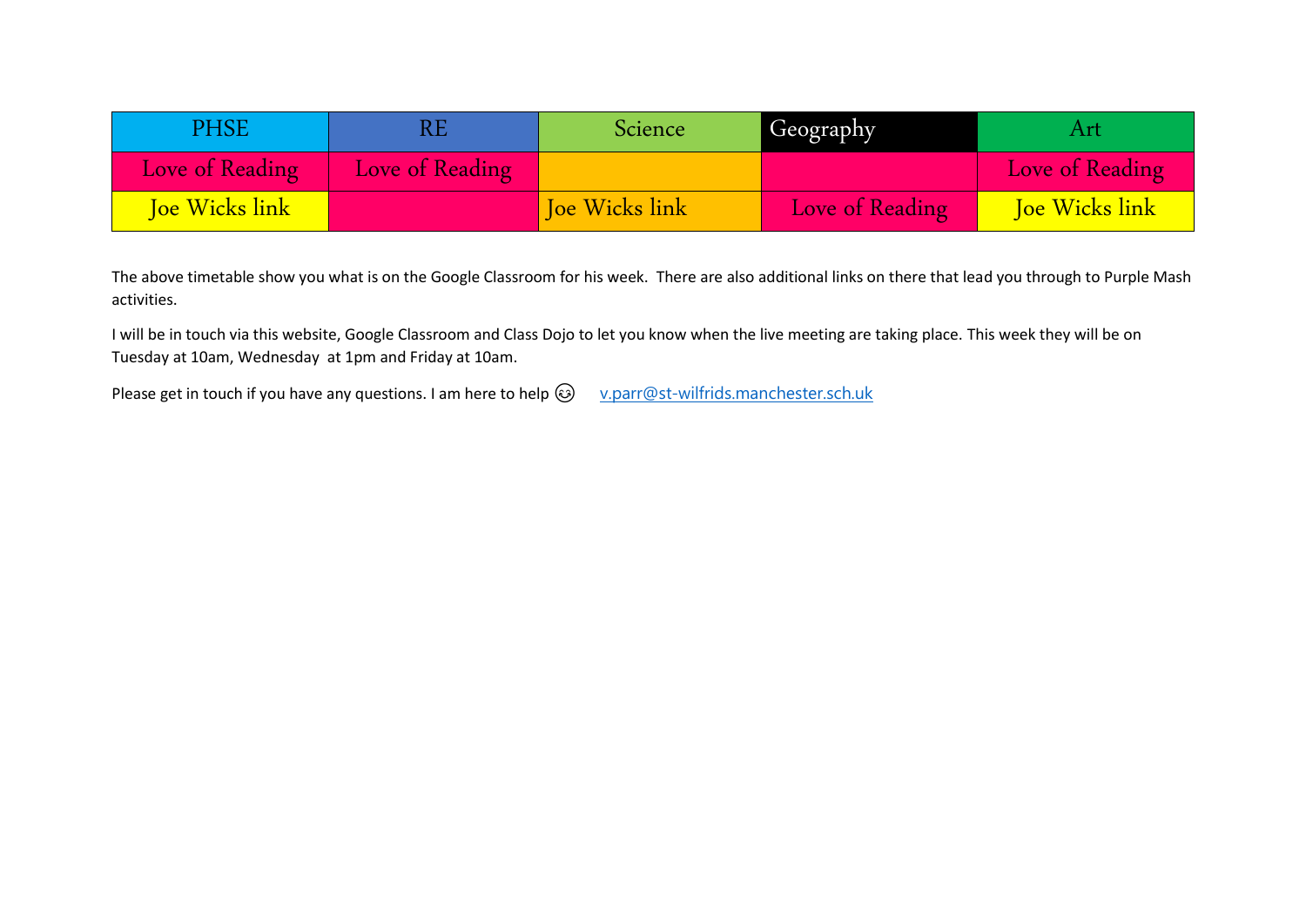| | | | | |
|---|---|---|---|---|
| PHSE | RE | Science | Geography | Art |
| Love of Reading | Love of Reading | | | Love of Reading |
| Joe Wicks link | | Joe Wicks link | Love of Reading | Joe Wicks link |

The above timetable show you what is on the Google Classroom for his week. There are also additional links on there that lead you through to Purple Mash activities.

I will be in touch via this website, Google Classroom and Class Dojo to let you know when the live meeting are taking place. This week they will be on Tuesday at 10am, Wednesday at 1pm and Friday at 10am.

Please get in touch if you have any questions. I am here to help 😉 v.parr@st-wilfrids.manchester.sch.uk